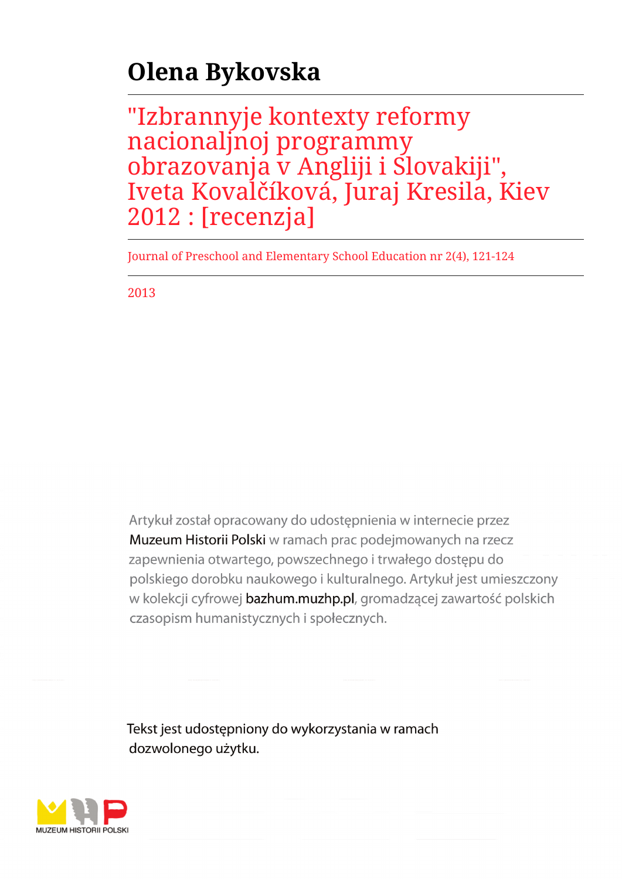# Olena Bykovska

## "Izbrannyje kontexty reformy nacionaljnoj programmy obrazovanja v Angliji i Slovakiji", Iveta Kovalčíková, Juraj Kresila, Kiev 2012 : [recenzja]

Journal of Preschool and Elementary School Education nr 2(4), 121-124

2013

Artykuł został opracowany do udostępnienia w internecie przez Muzeum Historii Polski w ramach prac podejmowanych na rzecz zapewnienia otwartego, powszechnego i trwałego dostępu do polskiego dorobku naukowego i kulturalnego. Artykuł jest umieszczony w kolekcji cyfrowej bazhum.muzhp.pl, gromadzącej zawartość polskich czasopism humanistycznych i społecznych.

Tekst jest udostępniony do wykorzystania w ramach dozwolonego użytku.

MUZEUM HISTORII POLSKI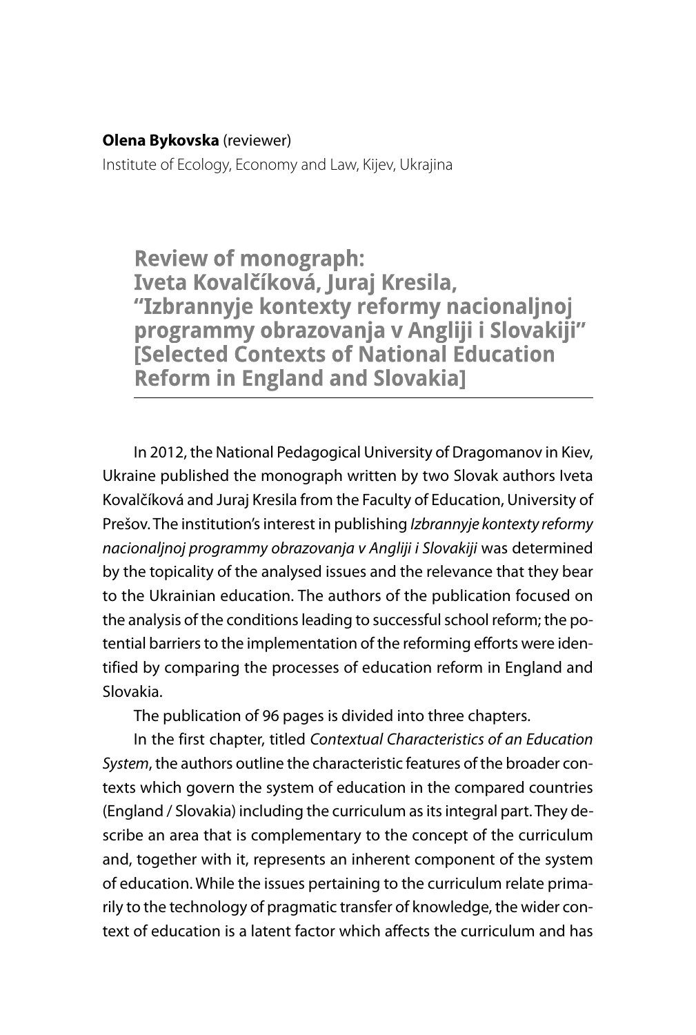**Olena Bykovska** (reviewer)
Institute of Ecology, Economy and Law, Kijev, Ukrajina

# Review of monograph: Iveta Kovalčíková, Juraj Kresila, "Izbrannyje kontexty reformy nacionaljnoj programmy obrazovanja v Angliji i Slovakiji" [Selected Contexts of National Education Reform in England and Slovakia]

In 2012, the National Pedagogical University of Dragomanov in Kiev, Ukraine published the monograph written by two Slovak authors Iveta Kovalčíková and Juraj Kresila from the Faculty of Education, University of Prešov. The institution's interest in publishing *Izbrannyje kontexty reformy nacionaljnoj programmy obrazovanja v Angliji i Slovakiji* was determined by the topicality of the analysed issues and the relevance that they bear to the Ukrainian education. The authors of the publication focused on the analysis of the conditions leading to successful school reform; the potential barriers to the implementation of the reforming efforts were identified by comparing the processes of education reform in England and Slovakia.

The publication of 96 pages is divided into three chapters.

In the first chapter, titled *Contextual Characteristics of an Education System*, the authors outline the characteristic features of the broader contexts which govern the system of education in the compared countries (England / Slovakia) including the curriculum as its integral part. They describe an area that is complementary to the concept of the curriculum and, together with it, represents an inherent component of the system of education. While the issues pertaining to the curriculum relate primarily to the technology of pragmatic transfer of knowledge, the wider context of education is a latent factor which affects the curriculum and has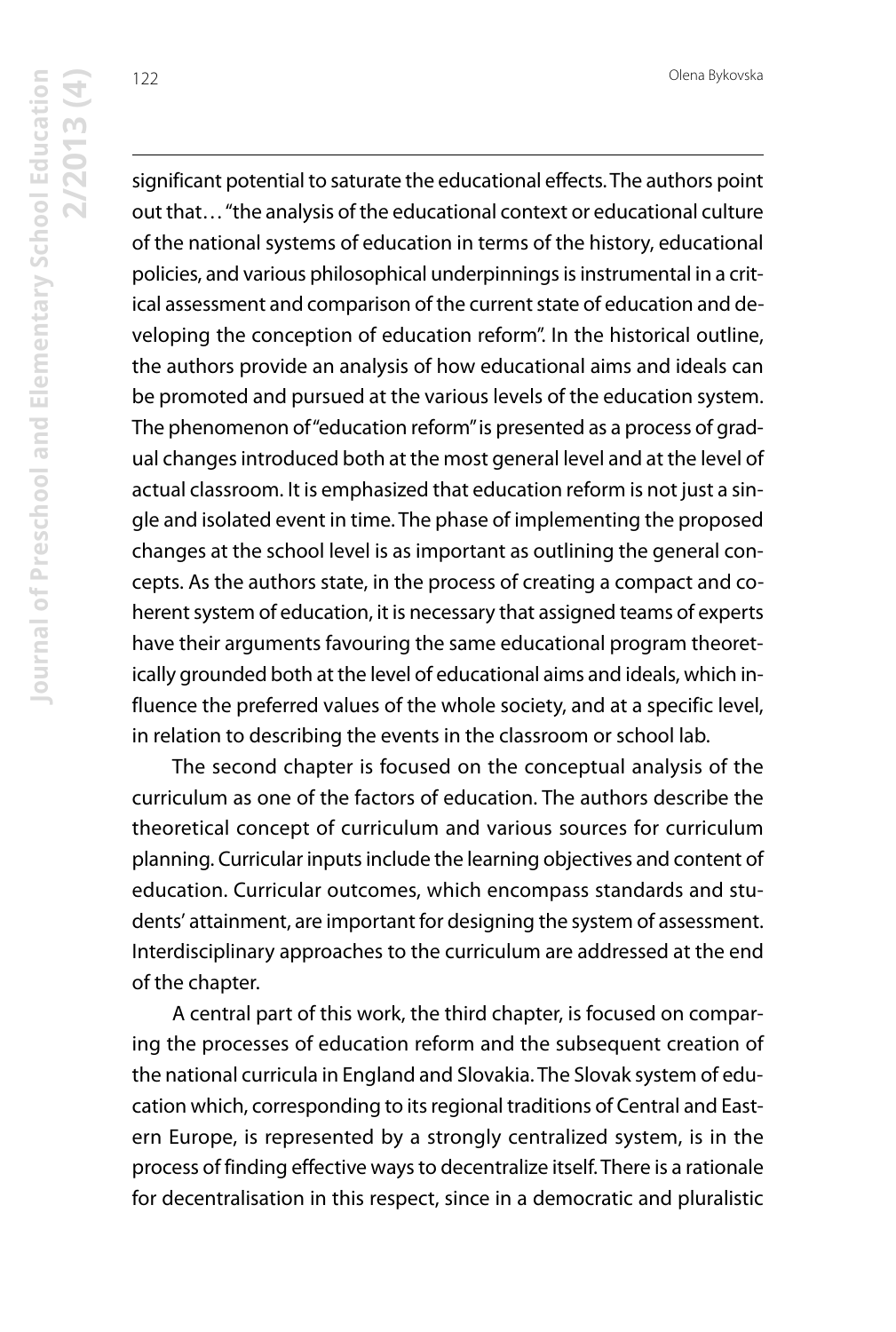significant potential to saturate the educational effects. The authors point out that… "the analysis of the educational context or educational culture of the national systems of education in terms of the history, educational policies, and various philosophical underpinnings is instrumental in a critical assessment and comparison of the current state of education and developing the conception of education reform". In the historical outline, the authors provide an analysis of how educational aims and ideals can be promoted and pursued at the various levels of the education system. The phenomenon of "education reform" is presented as a process of gradual changes introduced both at the most general level and at the level of actual classroom. It is emphasized that education reform is not just a single and isolated event in time. The phase of implementing the proposed changes at the school level is as important as outlining the general concepts. As the authors state, in the process of creating a compact and coherent system of education, it is necessary that assigned teams of experts have their arguments favouring the same educational program theoretically grounded both at the level of educational aims and ideals, which influence the preferred values of the whole society, and at a specific level, in relation to describing the events in the classroom or school lab.

The second chapter is focused on the conceptual analysis of the curriculum as one of the factors of education. The authors describe the theoretical concept of curriculum and various sources for curriculum planning. Curricular inputs include the learning objectives and content of education. Curricular outcomes, which encompass standards and students' attainment, are important for designing the system of assessment. Interdisciplinary approaches to the curriculum are addressed at the end of the chapter.

A central part of this work, the third chapter, is focused on comparing the processes of education reform and the subsequent creation of the national curricula in England and Slovakia. The Slovak system of education which, corresponding to its regional traditions of Central and Eastern Europe, is represented by a strongly centralized system, is in the process of finding effective ways to decentralize itself. There is a rationale for decentralisation in this respect, since in a democratic and pluralistic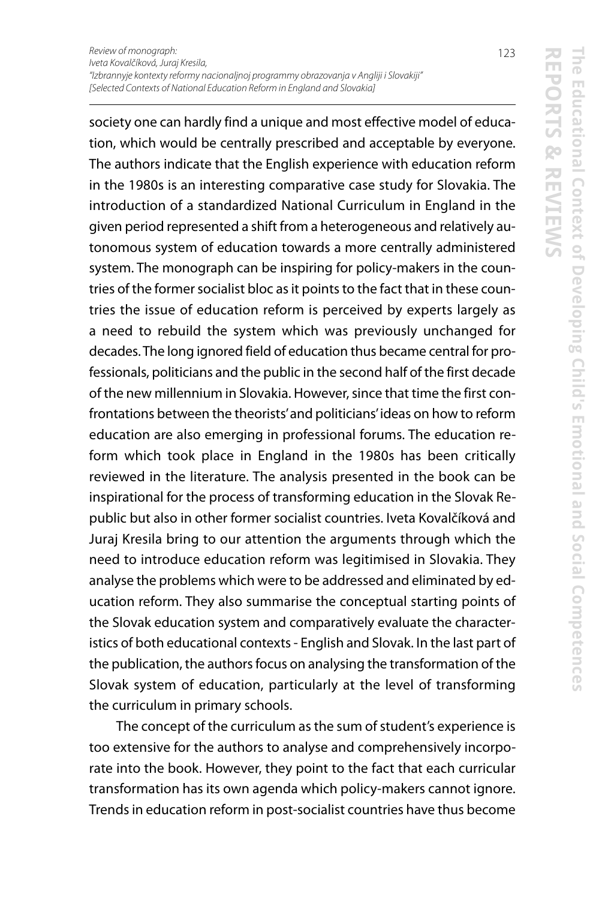society one can hardly find a unique and most effective model of education, which would be centrally prescribed and acceptable by everyone. The authors indicate that the English experience with education reform in the 1980s is an interesting comparative case study for Slovakia. The introduction of a standardized National Curriculum in England in the given period represented a shift from a heterogeneous and relatively autonomous system of education towards a more centrally administered system. The monograph can be inspiring for policy-makers in the countries of the former socialist bloc as it points to the fact that in these countries the issue of education reform is perceived by experts largely as a need to rebuild the system which was previously unchanged for decades. The long ignored field of education thus became central for professionals, politicians and the public in the second half of the first decade of the new millennium in Slovakia. However, since that time the first confrontations between the theorists' and politicians' ideas on how to reform education are also emerging in professional forums. The education reform which took place in England in the 1980s has been critically reviewed in the literature. The analysis presented in the book can be inspirational for the process of transforming education in the Slovak Republic but also in other former socialist countries. Iveta Kovalčíková and Juraj Kresila bring to our attention the arguments through which the need to introduce education reform was legitimised in Slovakia. They analyse the problems which were to be addressed and eliminated by education reform. They also summarise the conceptual starting points of the Slovak education system and comparatively evaluate the characteristics of both educational contexts - English and Slovak. In the last part of the publication, the authors focus on analysing the transformation of the Slovak system of education, particularly at the level of transforming the curriculum in primary schools.

The concept of the curriculum as the sum of student's experience is too extensive for the authors to analyse and comprehensively incorporate into the book. However, they point to the fact that each curricular transformation has its own agenda which policy-makers cannot ignore. Trends in education reform in post-socialist countries have thus become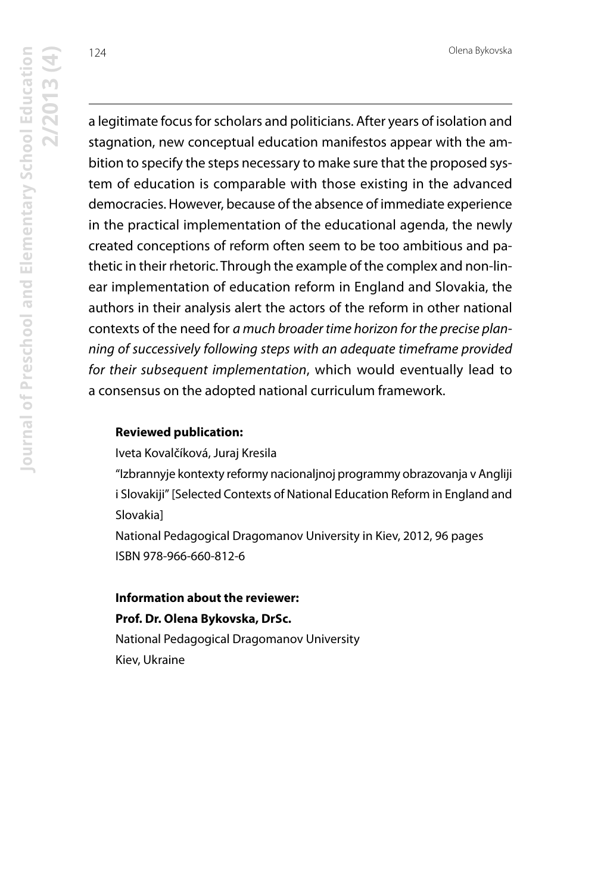a legitimate focus for scholars and politicians. After years of isolation and stagnation, new conceptual education manifestos appear with the ambition to specify the steps necessary to make sure that the proposed system of education is comparable with those existing in the advanced democracies. However, because of the absence of immediate experience in the practical implementation of the educational agenda, the newly created conceptions of reform often seem to be too ambitious and pathetic in their rhetoric. Through the example of the complex and non-linear implementation of education reform in England and Slovakia, the authors in their analysis alert the actors of the reform in other national contexts of the need for *a much broader time horizon for the precise planning of successively following steps with an adequate timeframe provided for their subsequent implementation*, which would eventually lead to a consensus on the adopted national curriculum framework.

**Reviewed publication:**

Iveta Kovalčíková, Juraj Kresila

"Izbrannyje kontexty reformy nacionaljnoj programmy obrazovanja v Angliji i Slovakiji" [Selected Contexts of National Education Reform in England and Slovakia]

National Pedagogical Dragomanov University in Kiev, 2012, 96 pages

ISBN 978-966-660-812-6

**Information about the reviewer:**

**Prof. Dr. Olena Bykovska, DrSc.**

National Pedagogical Dragomanov University

Kiev, Ukraine